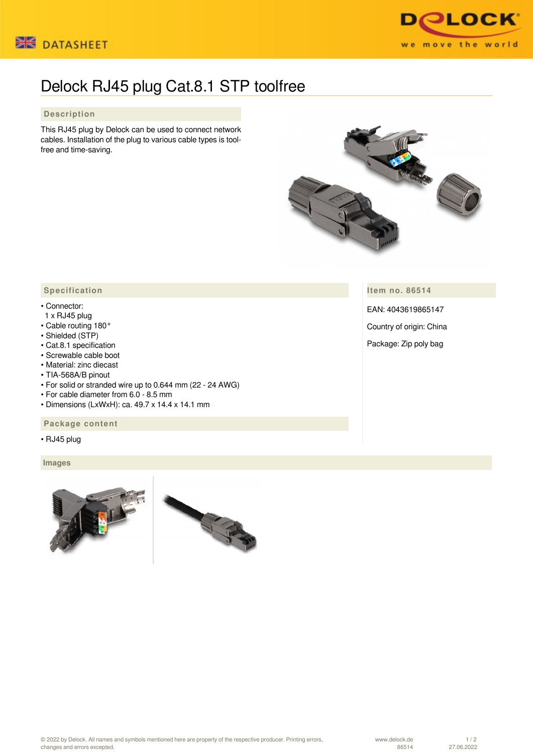# Delock RJ45 plug Cat.8.1 STP toolfree

## Description

This RJ45 plug by Delock can be used to connect network cables. Installation of the plug to various cable types is tool-free and time-saving.

## Specification

- Connector:
  1 x RJ45 plug
- Cable routing 180°
- Shielded (STP)
- Cat.8.1 specification
- Screwable cable boot
- Material: zinc diecast
- TIA-568A/B pinout
- For solid or stranded wire up to 0.644 mm (22 - 24 AWG)
- For cable diameter from 6.0 - 8.5 mm
- Dimensions (LxWxH): ca. 49.7 x 14.4 x 14.1 mm

## Item no. 86514

EAN: 4043619865147

Country of origin: China

Package: Zip poly bag

## Package content

- RJ45 plug

## Images

© 2022 by Delock. All names and symbols mentioned here are property of the respective producer. Printing errors, changes and errors excepted.

www.delock.de
86514
27.06.2022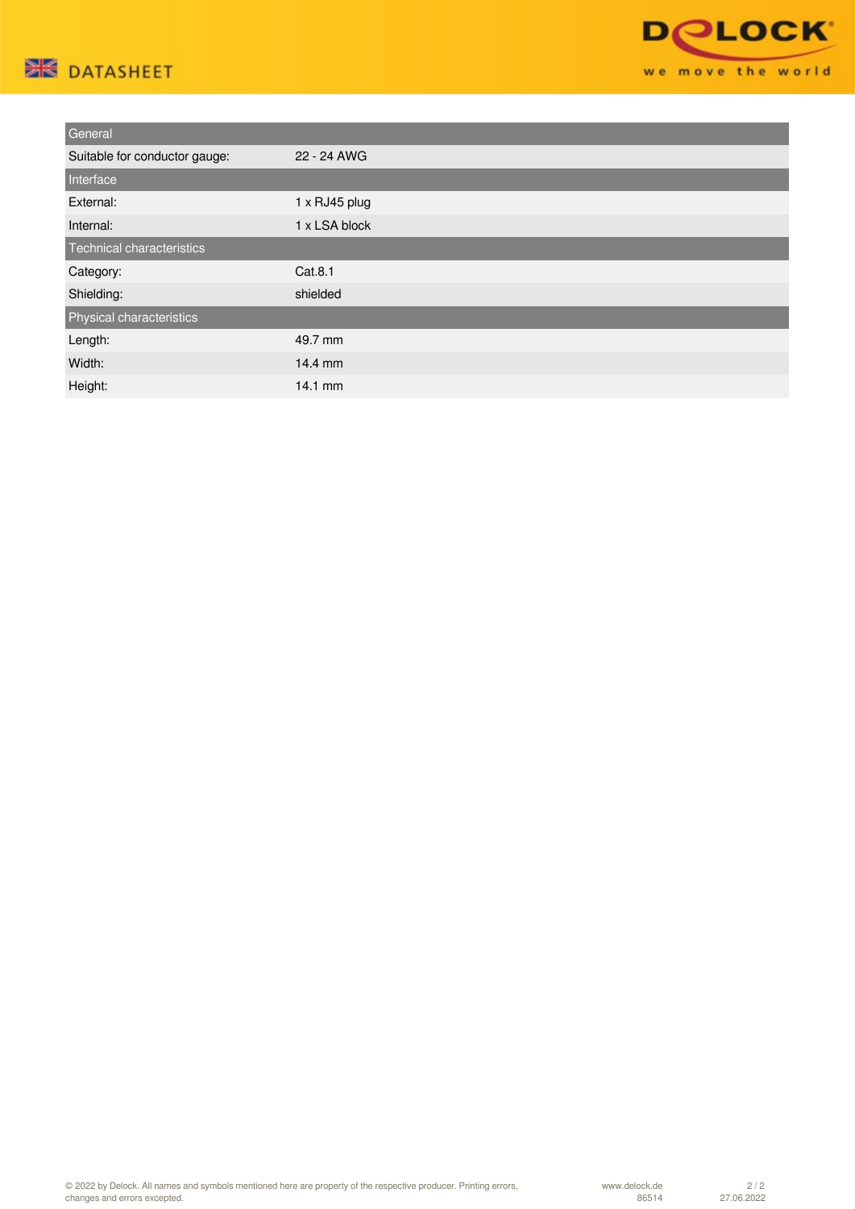| | |
|---|---|
| **General** | |
| Suitable for conductor gauge: | 22 - 24 AWG |
| **Interface** | |
| External: | 1 x RJ45 plug |
| Internal: | 1 x LSA block |
| **Technical characteristics** | |
| Category: | Cat.8.1 |
| Shielding: | shielded |
| **Physical characteristics** | |
| Length: | 49.7 mm |
| Width: | 14.4 mm |
| Height: | 14.1 mm |

© 2022 by Delock. All names and symbols mentioned here are property of the respective producer. Printing errors, changes and errors excepted.

www.delock.de
86514
27.06.2022